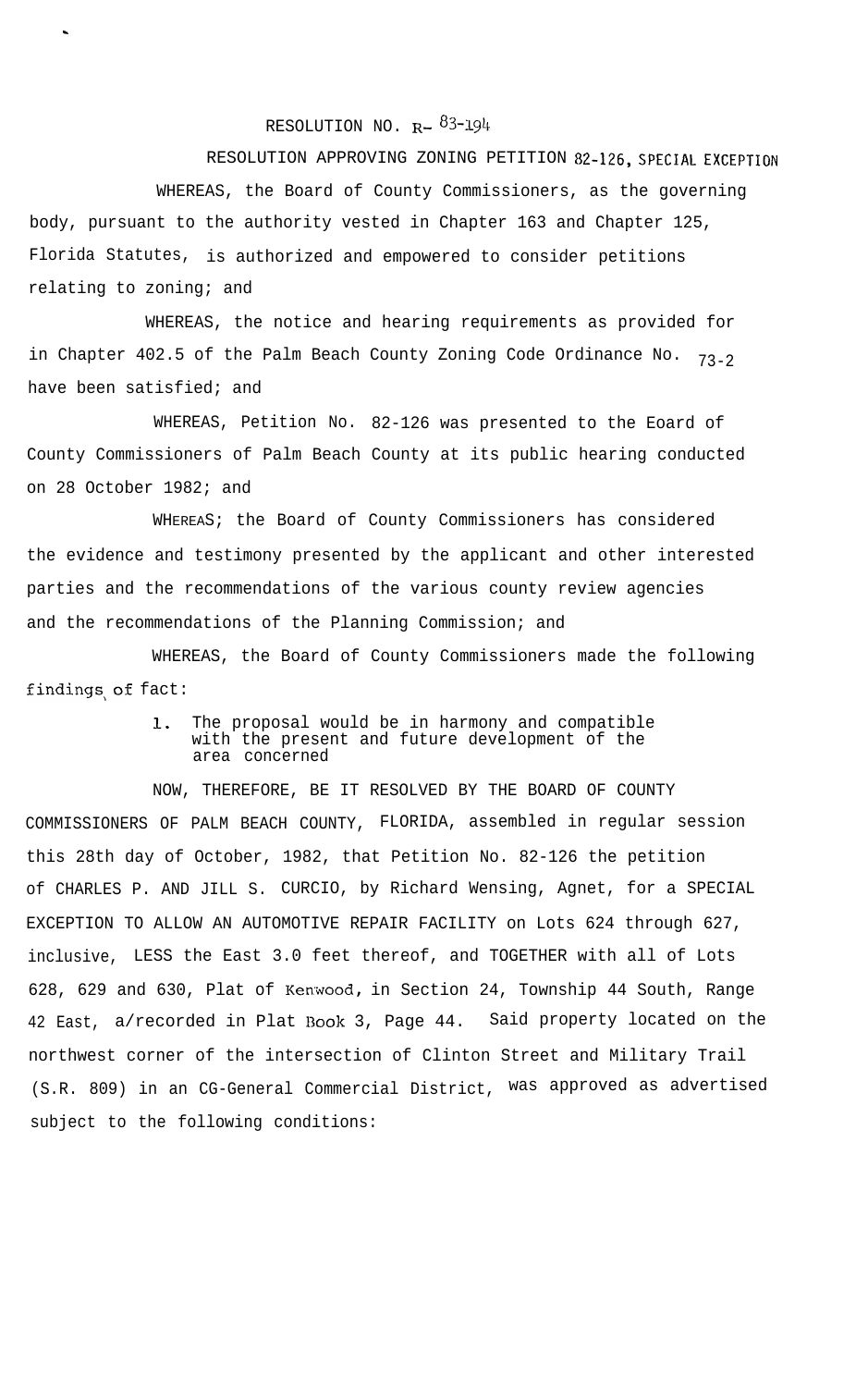RESOLUTION NO. R- 83-194

RESOLUTION APPROVING ZONING PETITION 82-126, SPECIAL EXCEPTION

WHEREAS, the Board of County Commissioners, as the governing body, pursuant to the authority vested in Chapter 163 and Chapter 125, Florida Statutes, is authorized and empowered to consider petitions relating to zoning; and

WHEREAS, the notice and hearing requirements as provided for in Chapter 402.5 of the Palm Beach County Zoning Code Ordinance No. 73-2 have been satisfied; and

WHEREAS, Petition No. 82-126 was presented to the Eoard of County Commissioners of Palm Beach County at its public hearing conducted on 28 October 1982; and

WHEREAS; the Board of County Commissioners has considered the evidence and testimony presented by the applicant and other interested parties and the recommendations of the various county review agencies and the recommendations of the Planning Commission; and

WHEREAS, the Board of County Commissioners made the following findings of fact:

1. The proposal would be in harmony and compatible with the present and future development of the area concerned

NOW, THEREFORE, BE IT RESOLVED BY THE BOARD OF COUNTY COMMISSIONERS OF PALM BEACH COUNTY, FLORIDA, assembled in regular session this 28th day of October, 1982, that Petition No. 82-126 the petition of CHARLES P. AND JILL S. CURCIO, by Richard Wensing, Agnet, for a SPECIAL EXCEPTION TO ALLOW AN AUTOMOTIVE REPAIR FACILITY on Lots 624 through 627, inclusive, LESS the East 3.0 feet thereof, and TOGETHER with all of Lots 628, 629 and 630, Plat of Kenwood, in Section 24, Township 44 South, Range 42 East, a/recorded in Plat Book 3, Page 44. Said property located on the northwest corner of the intersection of Clinton Street and Military Trail (S.R. 809) in an CG-General Commercial District, was approved as advertised subject to the following conditions: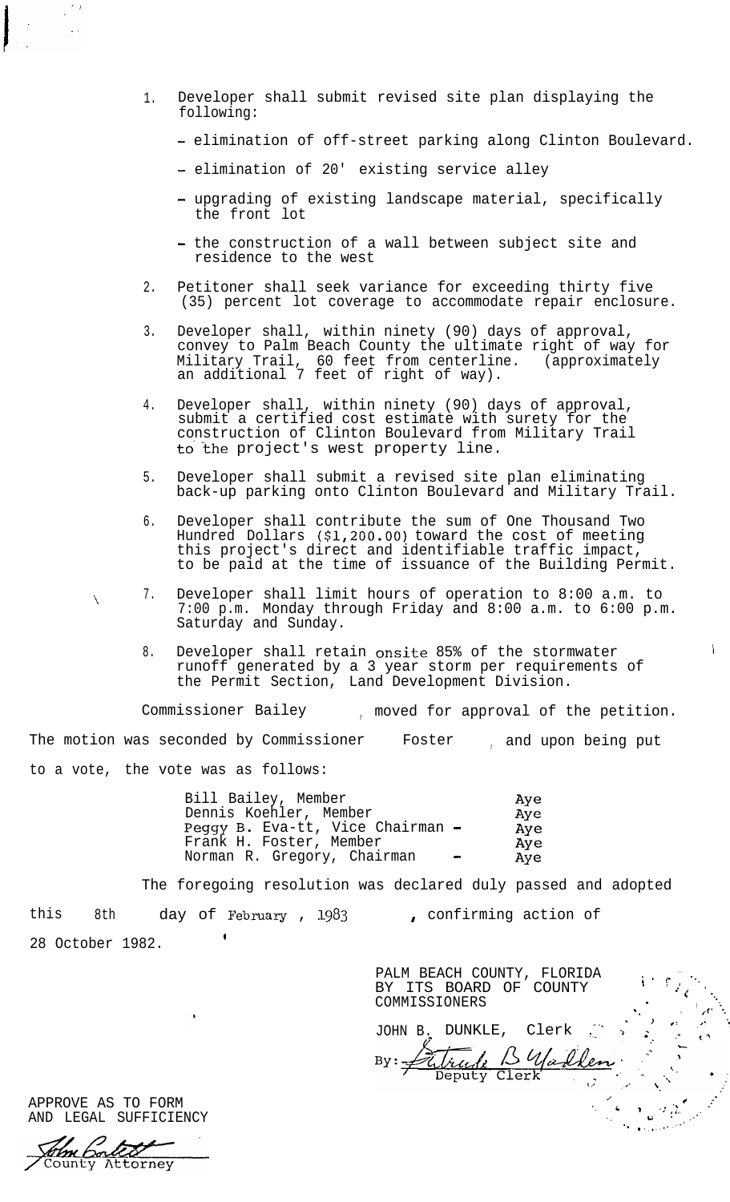1. Developer shall submit revised site plan displaying the following:

   - elimination of off-street parking along Clinton Boulevard.
   - elimination of 20' existing service alley
   - upgrading of existing landscape material, specifically the front lot
   - the construction of a wall between subject site and residence to the west

2. Petitoner shall seek variance for exceeding thirty five (35) percent lot coverage to accommodate repair enclosure.

3. Developer shall, within ninety (90) days of approval, convey to Palm Beach County the ultimate right of way for Military Trail, 60 feet from centerline. (approximately an additional 7 feet of right of way).

4. Developer shall, within ninety (90) days of approval, submit a certified cost estimate with surety for the construction of Clinton Boulevard from Military Trail to the project's west property line.

5. Developer shall submit a revised site plan eliminating back-up parking onto Clinton Boulevard and Military Trail.

6. Developer shall contribute the sum of One Thousand Two Hundred Dollars ($1,200.00) toward the cost of meeting this project's direct and identifiable traffic impact, to be paid at the time of issuance of the Building Permit.

7. Developer shall limit hours of operation to 8:00 a.m. to 7:00 p.m. Monday through Friday and 8:00 a.m. to 6:00 p.m. Saturday and Sunday.

8. Developer shall retain onsite 85% of the stormwater runoff generated by a 3 year storm per requirements of the Permit Section, Land Development Division.

Commissioner Bailey, moved for approval of the petition. The motion was seconded by Commissioner Foster, and upon being put to a vote, the vote was as follows:

| | |
|---|---|
| Bill Bailey, Member | Aye |
| Dennis Koehler, Member | Aye |
| Peggy B. Eva-tt, Vice Chairman - | Aye |
| Frank H. Foster, Member | Aye |
| Norman R. Gregory, Chairman - | Aye |

The foregoing resolution was declared duly passed and adopted this 8th day of February, 1983, confirming action of 28 October 1982.

PALM BEACH COUNTY, FLORIDA
BY ITS BOARD OF COUNTY
COMMISSIONERS

JOHN B. DUNKLE, Clerk

By: [signature]
Deputy Clerk

APPROVE AS TO FORM
AND LEGAL SUFFICIENCY

[signature]
County Attorney